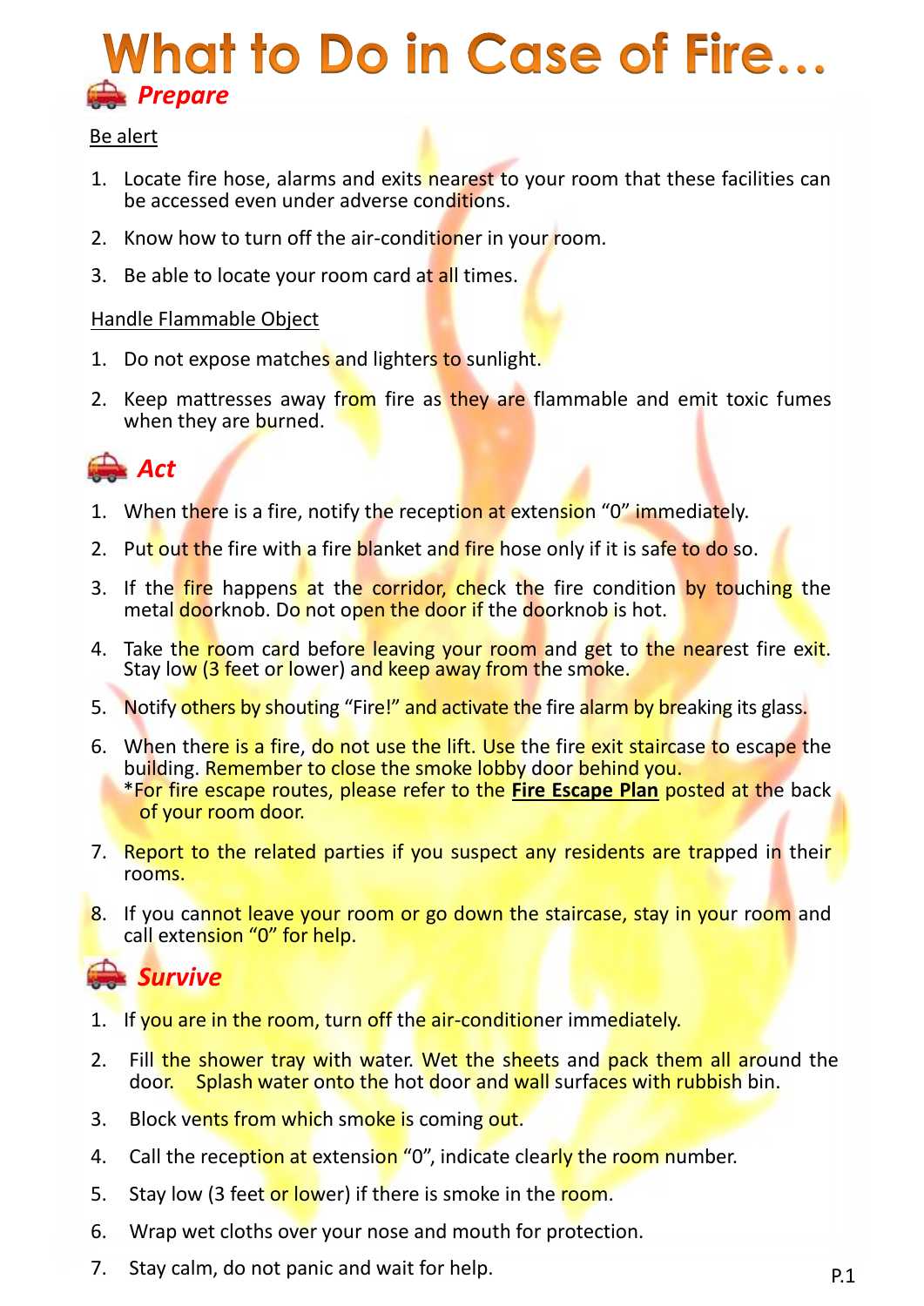# What to Do in Case of Fire…

## Prepare

Be alert

1. Locate fire hose, alarms and exits nearest to your room that these facilities can be accessed even under adverse conditions.
2. Know how to turn off the air-conditioner in your room.
3. Be able to locate your room card at all times.

Handle Flammable Object

1. Do not expose matches and lighters to sunlight.
2. Keep mattresses away from fire as they are flammable and emit toxic fumes when they are burned.

## Act

1. When there is a fire, notify the reception at extension "0" immediately.
2. Put out the fire with a fire blanket and fire hose only if it is safe to do so.
3. If the fire happens at the corridor, check the fire condition by touching the metal doorknob. Do not open the door if the doorknob is hot.
4. Take the room card before leaving your room and get to the nearest fire exit. Stay low (3 feet or lower) and keep away from the smoke.
5. Notify others by shouting "Fire!" and activate the fire alarm by breaking its glass.
6. When there is a fire, do not use the lift. Use the fire exit staircase to escape the building. Remember to close the smoke lobby door behind you.
   *For fire escape routes, please refer to the **Fire Escape Plan** posted at the back of your room door.
7. Report to the related parties if you suspect any residents are trapped in their rooms.
8. If you cannot leave your room or go down the staircase, stay in your room and call extension "0" for help.

## Survive

1. If you are in the room, turn off the air-conditioner immediately.
2. Fill the shower tray with water. Wet the sheets and pack them all around the door. Splash water onto the hot door and wall surfaces with rubbish bin.
3. Block vents from which smoke is coming out.
4. Call the reception at extension "0", indicate clearly the room number.
5. Stay low (3 feet or lower) if there is smoke in the room.
6. Wrap wet cloths over your nose and mouth for protection.
7. Stay calm, do not panic and wait for help.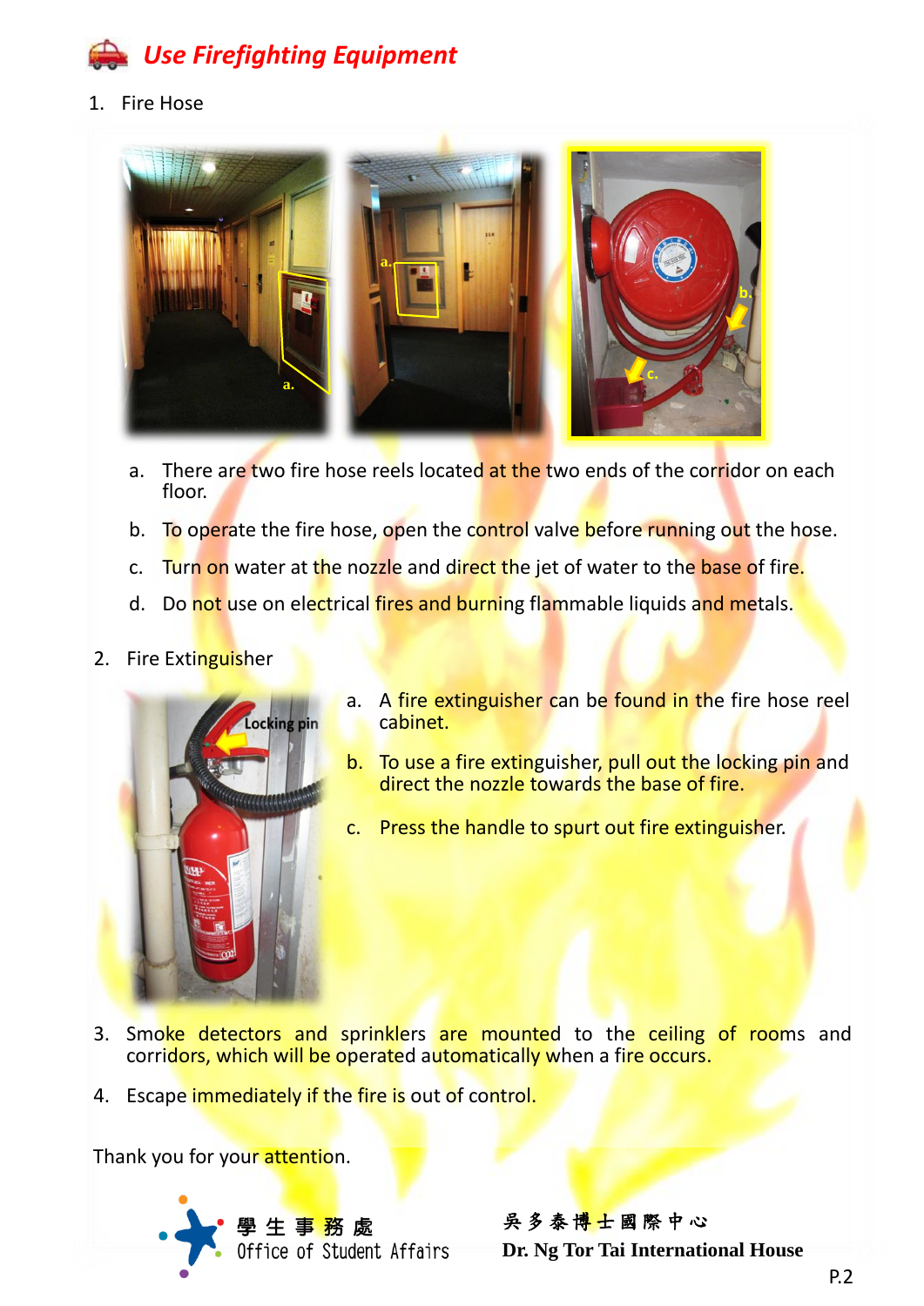# Use Firefighting Equipment

1. Fire Hose

   a. There are two fire hose reels located at the two ends of the corridor on each floor.

   b. To operate the fire hose, open the control valve before running out the hose.

   c. Turn on water at the nozzle and direct the jet of water to the base of fire.

   d. Do not use on electrical fires and burning flammable liquids and metals.

2. Fire Extinguisher

   a. A fire extinguisher can be found in the fire hose reel cabinet.

   b. To use a fire extinguisher, pull out the locking pin and direct the nozzle towards the base of fire.

   c. Press the handle to spurt out fire extinguisher.

3. Smoke detectors and sprinklers are mounted to the ceiling of rooms and corridors, which will be operated automatically when a fire occurs.

4. Escape immediately if the fire is out of control.

Thank you for your attention.

學生事務處
Office of Student Affairs

吳多泰博士國際中心
**Dr. Ng Tor Tai International House**